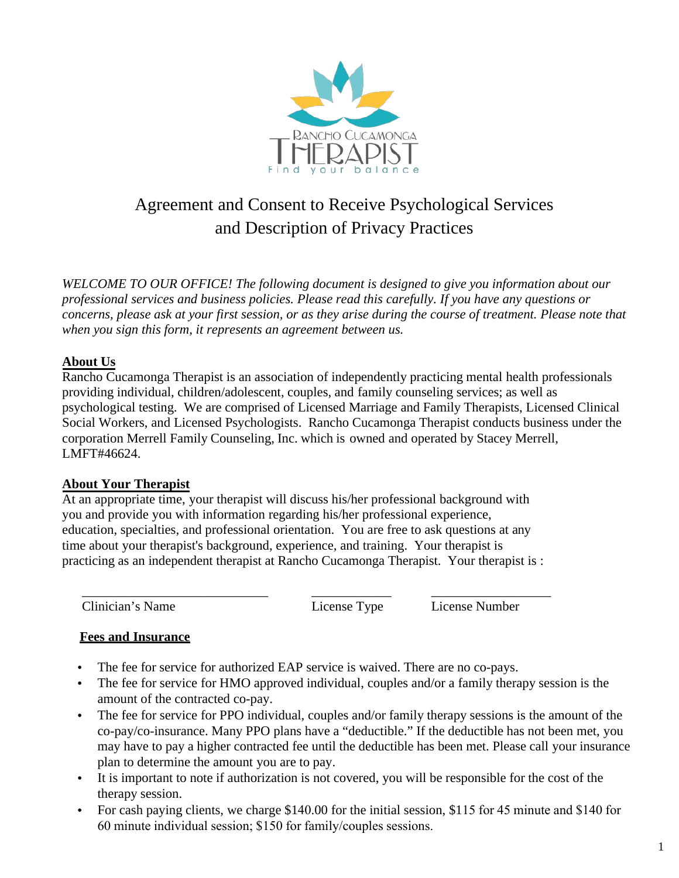# Agreement and Consent to Receive Psychological Services and Description of Privacy Practices

*WELCOME TO OUR OFFICE! The following document is designed to give you information about our professional services and business policies. Please read this carefully. If you have any questions or concerns, please ask at your first session, or as they arise during the course of treatment. Please note that when you sign this form, it represents an agreement between us.*

## About Us

Rancho Cucamonga Therapist is an association of independently practicing mental health professionals providing individual, children/adolescent, couples, and family counseling services; as well as psychological testing. We are comprised of Licensed Marriage and Family Therapists, Licensed Clinical Social Workers, and Licensed Psychologists. Rancho Cucamonga Therapist conducts business under the corporation Merrell Family Counseling, Inc. which is owned and operated by Stacey Merrell, LMFT#46624.

## About Your Therapist

At an appropriate time, your therapist will discuss his/her professional background with you and provide you with information regarding his/her professional experience, education, specialties, and professional orientation. You are free to ask questions at any time about your therapist's background, experience, and training. Your therapist is practicing as an independent therapist at Rancho Cucamonga Therapist. Your therapist is :

\_\_\_\_\_\_\_\_\_\_\_\_\_\_\_\_\_\_\_\_\_\_\_\_\_\_\_\_ \_\_\_\_\_\_\_\_\_\_\_\_ \_\_\_\_\_\_\_\_\_\_\_\_\_\_\_\_\_\_
Clinician's Name License Type License Number

## Fees and Insurance

- The fee for service for authorized EAP service is waived. There are no co-pays.
- The fee for service for HMO approved individual, couples and/or a family therapy session is the amount of the contracted co-pay.
- The fee for service for PPO individual, couples and/or family therapy sessions is the amount of the co-pay/co-insurance. Many PPO plans have a "deductible." If the deductible has not been met, you may have to pay a higher contracted fee until the deductible has been met. Please call your insurance plan to determine the amount you are to pay.
- It is important to note if authorization is not covered, you will be responsible for the cost of the therapy session.
- For cash paying clients, we charge $140.00 for the initial session, $115 for 45 minute and $140 for 60 minute individual session; $150 for family/couples sessions.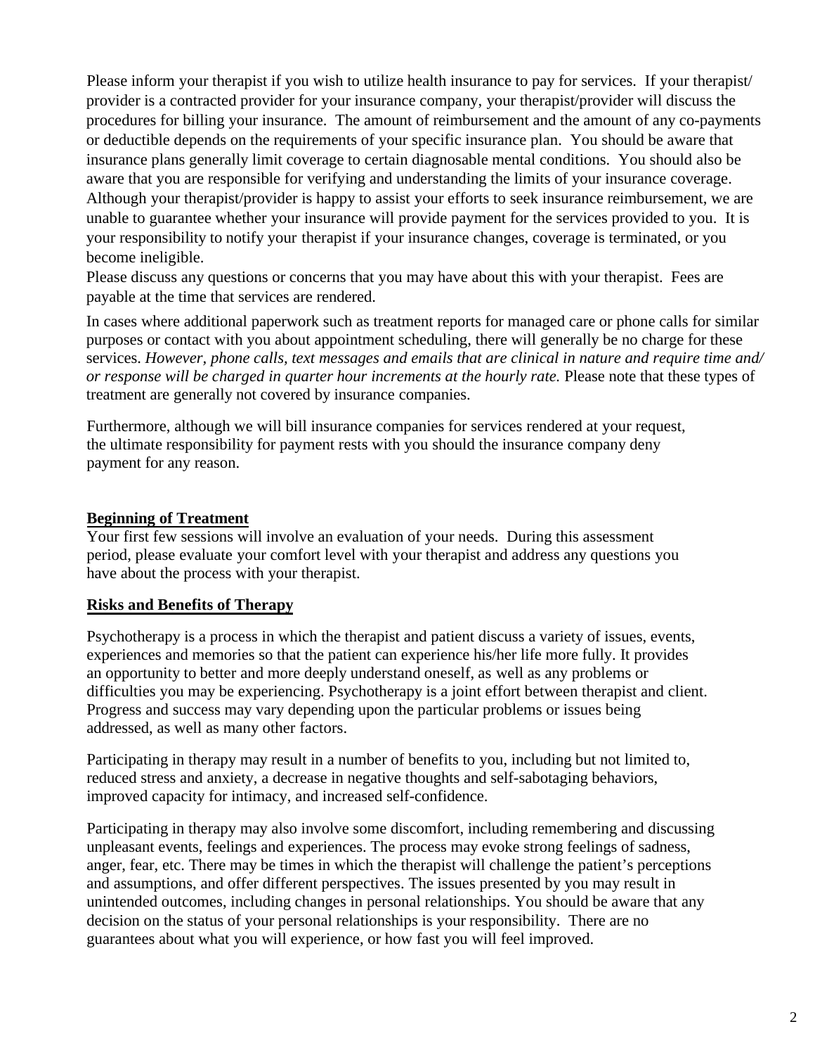Please inform your therapist if you wish to utilize health insurance to pay for services. If your therapist/provider is a contracted provider for your insurance company, your therapist/provider will discuss the procedures for billing your insurance. The amount of reimbursement and the amount of any co-payments or deductible depends on the requirements of your specific insurance plan. You should be aware that insurance plans generally limit coverage to certain diagnosable mental conditions. You should also be aware that you are responsible for verifying and understanding the limits of your insurance coverage. Although your therapist/provider is happy to assist your efforts to seek insurance reimbursement, we are unable to guarantee whether your insurance will provide payment for the services provided to you. It is your responsibility to notify your therapist if your insurance changes, coverage is terminated, or you become ineligible.
Please discuss any questions or concerns that you may have about this with your therapist. Fees are payable at the time that services are rendered.

In cases where additional paperwork such as treatment reports for managed care or phone calls for similar purposes or contact with you about appointment scheduling, there will generally be no charge for these services. *However, phone calls, text messages and emails that are clinical in nature and require time and/or response will be charged in quarter hour increments at the hourly rate.* Please note that these types of treatment are generally not covered by insurance companies.

Furthermore, although we will bill insurance companies for services rendered at your request, the ultimate responsibility for payment rests with you should the insurance company deny payment for any reason.

**Beginning of Treatment**

Your first few sessions will involve an evaluation of your needs. During this assessment period, please evaluate your comfort level with your therapist and address any questions you have about the process with your therapist.

**Risks and Benefits of Therapy**

Psychotherapy is a process in which the therapist and patient discuss a variety of issues, events, experiences and memories so that the patient can experience his/her life more fully. It provides an opportunity to better and more deeply understand oneself, as well as any problems or difficulties you may be experiencing. Psychotherapy is a joint effort between therapist and client. Progress and success may vary depending upon the particular problems or issues being addressed, as well as many other factors.

Participating in therapy may result in a number of benefits to you, including but not limited to, reduced stress and anxiety, a decrease in negative thoughts and self-sabotaging behaviors, improved capacity for intimacy, and increased self-confidence.

Participating in therapy may also involve some discomfort, including remembering and discussing unpleasant events, feelings and experiences. The process may evoke strong feelings of sadness, anger, fear, etc. There may be times in which the therapist will challenge the patient's perceptions and assumptions, and offer different perspectives. The issues presented by you may result in unintended outcomes, including changes in personal relationships. You should be aware that any decision on the status of your personal relationships is your responsibility. There are no guarantees about what you will experience, or how fast you will feel improved.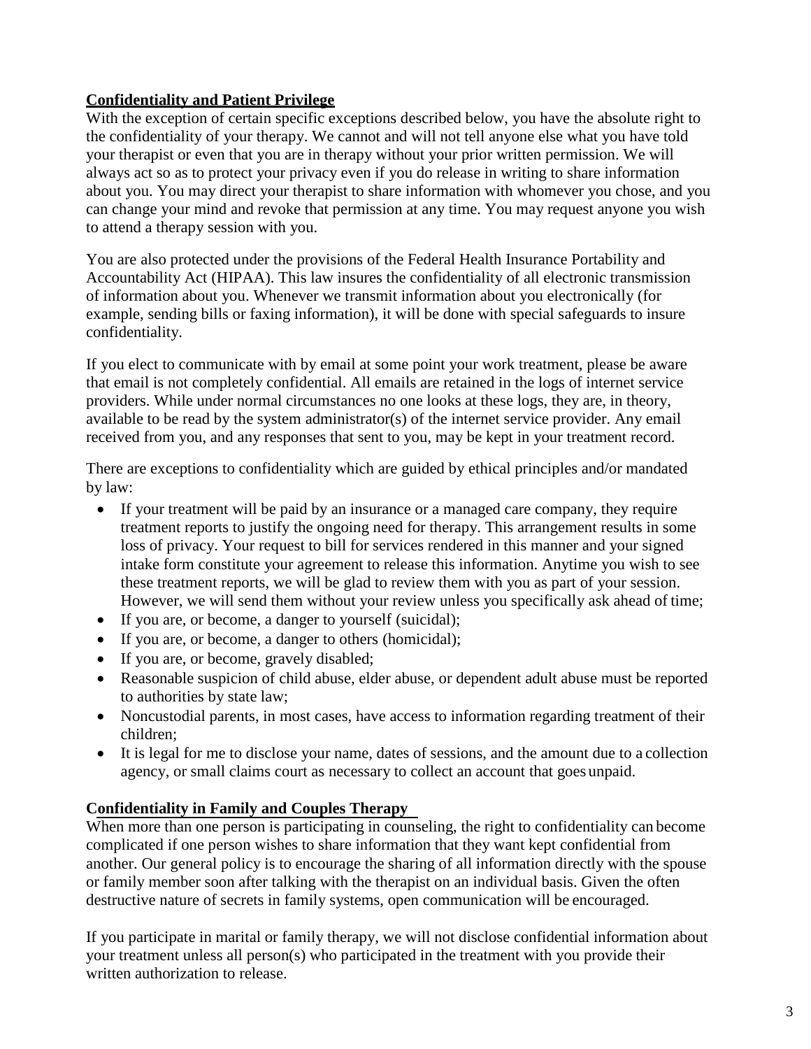**Confidentiality and Patient Privilege**

With the exception of certain specific exceptions described below, you have the absolute right to the confidentiality of your therapy. We cannot and will not tell anyone else what you have told your therapist or even that you are in therapy without your prior written permission. We will always act so as to protect your privacy even if you do release in writing to share information about you. You may direct your therapist to share information with whomever you chose, and you can change your mind and revoke that permission at any time. You may request anyone you wish to attend a therapy session with you.

You are also protected under the provisions of the Federal Health Insurance Portability and Accountability Act (HIPAA). This law insures the confidentiality of all electronic transmission of information about you. Whenever we transmit information about you electronically (for example, sending bills or faxing information), it will be done with special safeguards to insure confidentiality.

If you elect to communicate with by email at some point your work treatment, please be aware that email is not completely confidential. All emails are retained in the logs of internet service providers. While under normal circumstances no one looks at these logs, they are, in theory, available to be read by the system administrator(s) of the internet service provider. Any email received from you, and any responses that sent to you, may be kept in your treatment record.

There are exceptions to confidentiality which are guided by ethical principles and/or mandated by law:

- If your treatment will be paid by an insurance or a managed care company, they require treatment reports to justify the ongoing need for therapy. This arrangement results in some loss of privacy. Your request to bill for services rendered in this manner and your signed intake form constitute your agreement to release this information. Anytime you wish to see these treatment reports, we will be glad to review them with you as part of your session. However, we will send them without your review unless you specifically ask ahead of time;
- If you are, or become, a danger to yourself (suicidal);
- If you are, or become, a danger to others (homicidal);
- If you are, or become, gravely disabled;
- Reasonable suspicion of child abuse, elder abuse, or dependent adult abuse must be reported to authorities by state law;
- Noncustodial parents, in most cases, have access to information regarding treatment of their children;
- It is legal for me to disclose your name, dates of sessions, and the amount due to a collection agency, or small claims court as necessary to collect an account that goes unpaid.

**Confidentiality in Family and Couples Therapy**

When more than one person is participating in counseling, the right to confidentiality can become complicated if one person wishes to share information that they want kept confidential from another. Our general policy is to encourage the sharing of all information directly with the spouse or family member soon after talking with the therapist on an individual basis. Given the often destructive nature of secrets in family systems, open communication will be encouraged.

If you participate in marital or family therapy, we will not disclose confidential information about your treatment unless all person(s) who participated in the treatment with you provide their written authorization to release.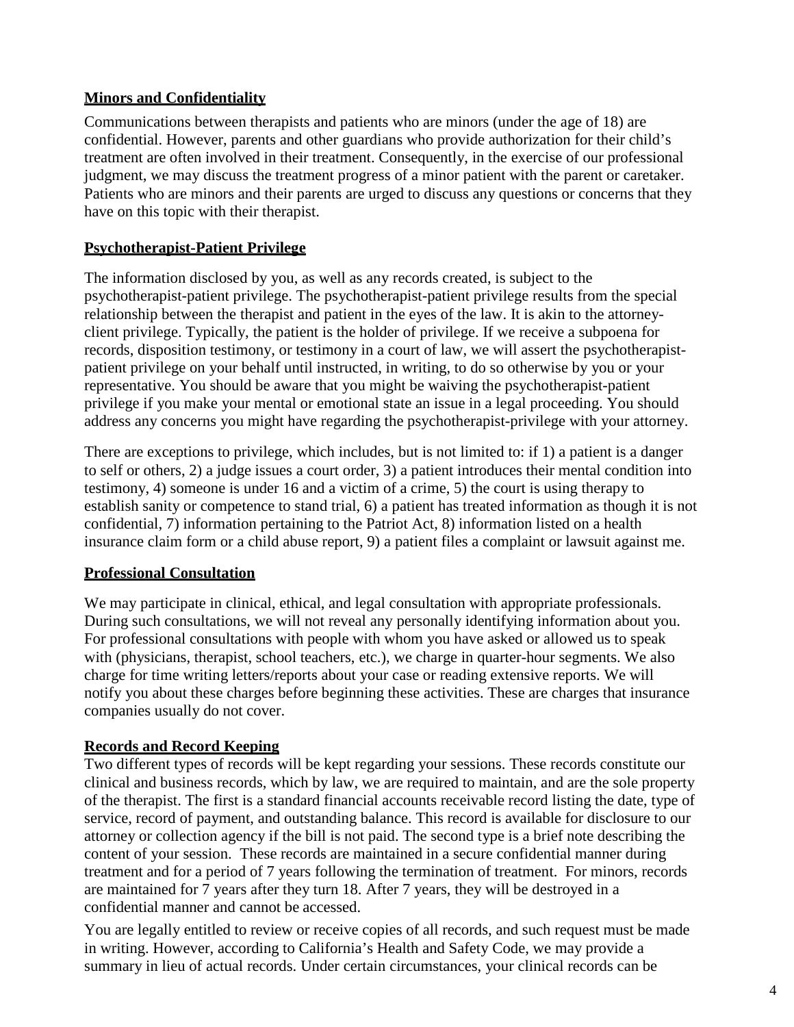## Minors and Confidentiality

Communications between therapists and patients who are minors (under the age of 18) are confidential. However, parents and other guardians who provide authorization for their child's treatment are often involved in their treatment. Consequently, in the exercise of our professional judgment, we may discuss the treatment progress of a minor patient with the parent or caretaker. Patients who are minors and their parents are urged to discuss any questions or concerns that they have on this topic with their therapist.

## Psychotherapist-Patient Privilege

The information disclosed by you, as well as any records created, is subject to the psychotherapist-patient privilege. The psychotherapist-patient privilege results from the special relationship between the therapist and patient in the eyes of the law. It is akin to the attorney-client privilege. Typically, the patient is the holder of privilege. If we receive a subpoena for records, disposition testimony, or testimony in a court of law, we will assert the psychotherapist-patient privilege on your behalf until instructed, in writing, to do so otherwise by you or your representative. You should be aware that you might be waiving the psychotherapist-patient privilege if you make your mental or emotional state an issue in a legal proceeding. You should address any concerns you might have regarding the psychotherapist-privilege with your attorney.

There are exceptions to privilege, which includes, but is not limited to: if 1) a patient is a danger to self or others, 2) a judge issues a court order, 3) a patient introduces their mental condition into testimony, 4) someone is under 16 and a victim of a crime, 5) the court is using therapy to establish sanity or competence to stand trial, 6) a patient has treated information as though it is not confidential, 7) information pertaining to the Patriot Act, 8) information listed on a health insurance claim form or a child abuse report, 9) a patient files a complaint or lawsuit against me.

## Professional Consultation

We may participate in clinical, ethical, and legal consultation with appropriate professionals. During such consultations, we will not reveal any personally identifying information about you. For professional consultations with people with whom you have asked or allowed us to speak with (physicians, therapist, school teachers, etc.), we charge in quarter-hour segments. We also charge for time writing letters/reports about your case or reading extensive reports. We will notify you about these charges before beginning these activities. These are charges that insurance companies usually do not cover.

## Records and Record Keeping

Two different types of records will be kept regarding your sessions. These records constitute our clinical and business records, which by law, we are required to maintain, and are the sole property of the therapist. The first is a standard financial accounts receivable record listing the date, type of service, record of payment, and outstanding balance. This record is available for disclosure to our attorney or collection agency if the bill is not paid. The second type is a brief note describing the content of your session. These records are maintained in a secure confidential manner during treatment and for a period of 7 years following the termination of treatment. For minors, records are maintained for 7 years after they turn 18. After 7 years, they will be destroyed in a confidential manner and cannot be accessed.

You are legally entitled to review or receive copies of all records, and such request must be made in writing. However, according to California's Health and Safety Code, we may provide a summary in lieu of actual records. Under certain circumstances, your clinical records can be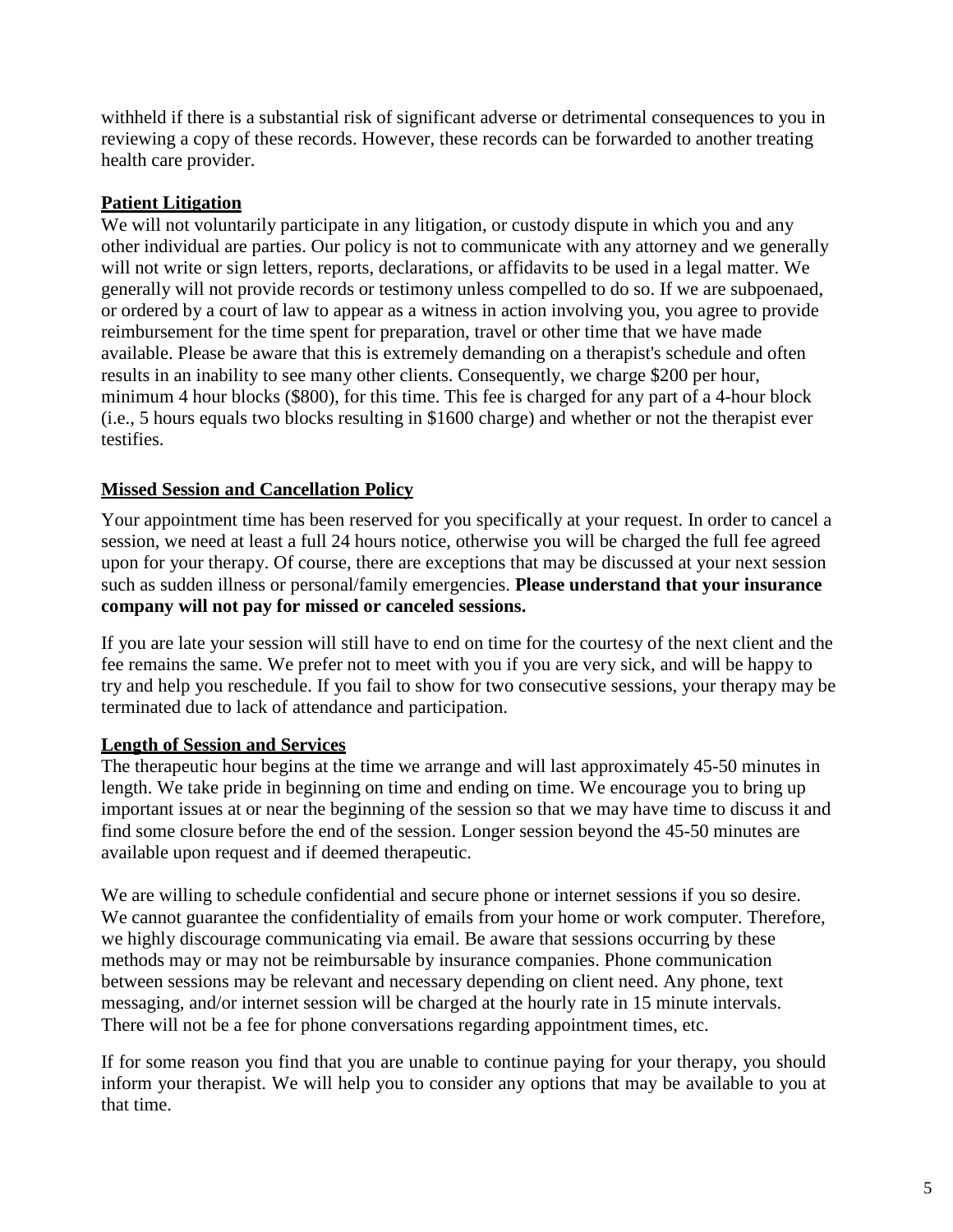withheld if there is a substantial risk of significant adverse or detrimental consequences to you in reviewing a copy of these records. However, these records can be forwarded to another treating health care provider.

## Patient Litigation

We will not voluntarily participate in any litigation, or custody dispute in which you and any other individual are parties. Our policy is not to communicate with any attorney and we generally will not write or sign letters, reports, declarations, or affidavits to be used in a legal matter. We generally will not provide records or testimony unless compelled to do so. If we are subpoenaed, or ordered by a court of law to appear as a witness in action involving you, you agree to provide reimbursement for the time spent for preparation, travel or other time that we have made available. Please be aware that this is extremely demanding on a therapist's schedule and often results in an inability to see many other clients. Consequently, we charge $200 per hour, minimum 4 hour blocks ($800), for this time. This fee is charged for any part of a 4-hour block (i.e., 5 hours equals two blocks resulting in $1600 charge) and whether or not the therapist ever testifies.

## Missed Session and Cancellation Policy

Your appointment time has been reserved for you specifically at your request. In order to cancel a session, we need at least a full 24 hours notice, otherwise you will be charged the full fee agreed upon for your therapy. Of course, there are exceptions that may be discussed at your next session such as sudden illness or personal/family emergencies. **Please understand that your insurance company will not pay for missed or canceled sessions.**

If you are late your session will still have to end on time for the courtesy of the next client and the fee remains the same. We prefer not to meet with you if you are very sick, and will be happy to try and help you reschedule. If you fail to show for two consecutive sessions, your therapy may be terminated due to lack of attendance and participation.

## Length of Session and Services

The therapeutic hour begins at the time we arrange and will last approximately 45-50 minutes in length. We take pride in beginning on time and ending on time. We encourage you to bring up important issues at or near the beginning of the session so that we may have time to discuss it and find some closure before the end of the session. Longer session beyond the 45-50 minutes are available upon request and if deemed therapeutic.

We are willing to schedule confidential and secure phone or internet sessions if you so desire. We cannot guarantee the confidentiality of emails from your home or work computer. Therefore, we highly discourage communicating via email. Be aware that sessions occurring by these methods may or may not be reimbursable by insurance companies. Phone communication between sessions may be relevant and necessary depending on client need. Any phone, text messaging, and/or internet session will be charged at the hourly rate in 15 minute intervals. There will not be a fee for phone conversations regarding appointment times, etc.

If for some reason you find that you are unable to continue paying for your therapy, you should inform your therapist. We will help you to consider any options that may be available to you at that time.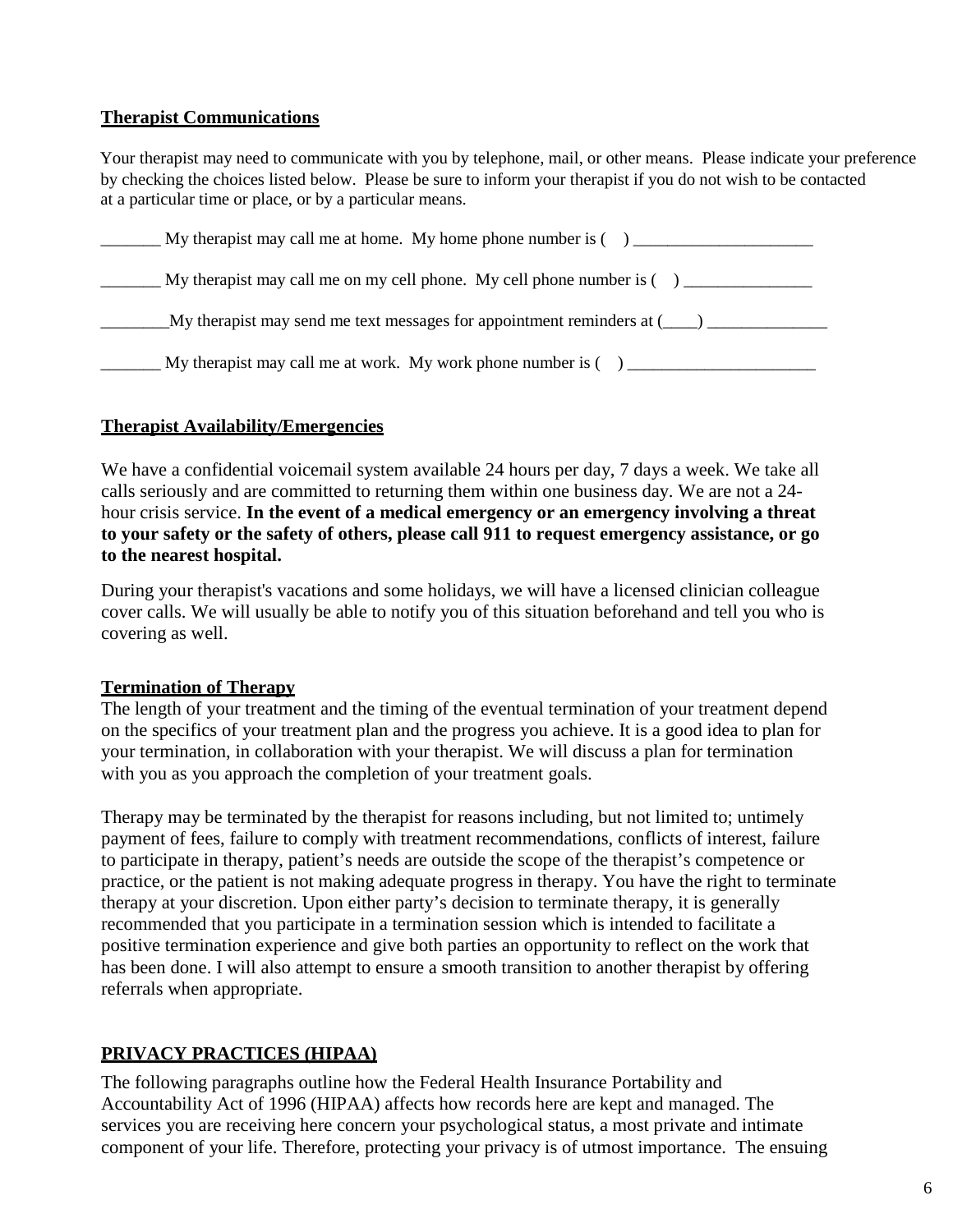**Therapist Communications**

Your therapist may need to communicate with you by telephone, mail, or other means. Please indicate your preference by checking the choices listed below. Please be sure to inform your therapist if you do not wish to be contacted at a particular time or place, or by a particular means.

_______ My therapist may call me at home. My home phone number is ( ) _____________________

_______ My therapist may call me on my cell phone. My cell phone number is ( ) _______________

________My therapist may send me text messages for appointment reminders at (____) ______________

_______ My therapist may call me at work. My work phone number is ( ) ______________________

**Therapist Availability/Emergencies**

We have a confidential voicemail system available 24 hours per day, 7 days a week. We take all calls seriously and are committed to returning them within one business day. We are not a 24-hour crisis service. **In the event of a medical emergency or an emergency involving a threat to your safety or the safety of others, please call 911 to request emergency assistance, or go to the nearest hospital.**

During your therapist's vacations and some holidays, we will have a licensed clinician colleague cover calls. We will usually be able to notify you of this situation beforehand and tell you who is covering as well.

**Termination of Therapy**

The length of your treatment and the timing of the eventual termination of your treatment depend on the specifics of your treatment plan and the progress you achieve. It is a good idea to plan for your termination, in collaboration with your therapist. We will discuss a plan for termination with you as you approach the completion of your treatment goals.

Therapy may be terminated by the therapist for reasons including, but not limited to; untimely payment of fees, failure to comply with treatment recommendations, conflicts of interest, failure to participate in therapy, patient's needs are outside the scope of the therapist's competence or practice, or the patient is not making adequate progress in therapy. You have the right to terminate therapy at your discretion. Upon either party's decision to terminate therapy, it is generally recommended that you participate in a termination session which is intended to facilitate a positive termination experience and give both parties an opportunity to reflect on the work that has been done. I will also attempt to ensure a smooth transition to another therapist by offering referrals when appropriate.

**PRIVACY PRACTICES (HIPAA)**

The following paragraphs outline how the Federal Health Insurance Portability and Accountability Act of 1996 (HIPAA) affects how records here are kept and managed. The services you are receiving here concern your psychological status, a most private and intimate component of your life. Therefore, protecting your privacy is of utmost importance. The ensuing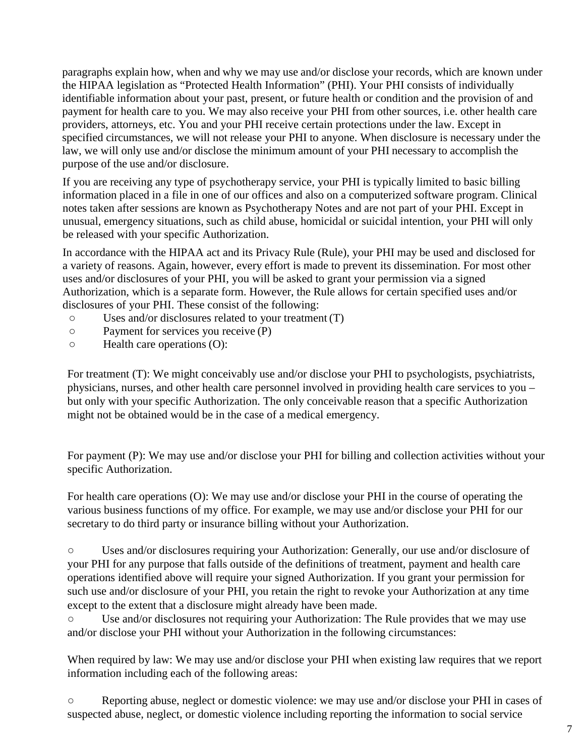paragraphs explain how, when and why we may use and/or disclose your records, which are known under the HIPAA legislation as "Protected Health Information" (PHI). Your PHI consists of individually identifiable information about your past, present, or future health or condition and the provision of and payment for health care to you. We may also receive your PHI from other sources, i.e. other health care providers, attorneys, etc. You and your PHI receive certain protections under the law. Except in specified circumstances, we will not release your PHI to anyone. When disclosure is necessary under the law, we will only use and/or disclose the minimum amount of your PHI necessary to accomplish the purpose of the use and/or disclosure.

If you are receiving any type of psychotherapy service, your PHI is typically limited to basic billing information placed in a file in one of our offices and also on a computerized software program. Clinical notes taken after sessions are known as Psychotherapy Notes and are not part of your PHI. Except in unusual, emergency situations, such as child abuse, homicidal or suicidal intention, your PHI will only be released with your specific Authorization.

In accordance with the HIPAA act and its Privacy Rule (Rule), your PHI may be used and disclosed for a variety of reasons. Again, however, every effort is made to prevent its dissemination. For most other uses and/or disclosures of your PHI, you will be asked to grant your permission via a signed Authorization, which is a separate form. However, the Rule allows for certain specified uses and/or disclosures of your PHI. These consist of the following:

- Uses and/or disclosures related to your treatment (T)
- Payment for services you receive (P)
- Health care operations (O):

For treatment (T): We might conceivably use and/or disclose your PHI to psychologists, psychiatrists, physicians, nurses, and other health care personnel involved in providing health care services to you – but only with your specific Authorization. The only conceivable reason that a specific Authorization might not be obtained would be in the case of a medical emergency.

For payment (P): We may use and/or disclose your PHI for billing and collection activities without your specific Authorization.

For health care operations (O): We may use and/or disclose your PHI in the course of operating the various business functions of my office. For example, we may use and/or disclose your PHI for our secretary to do third party or insurance billing without your Authorization.

- Uses and/or disclosures requiring your Authorization: Generally, our use and/or disclosure of your PHI for any purpose that falls outside of the definitions of treatment, payment and health care operations identified above will require your signed Authorization. If you grant your permission for such use and/or disclosure of your PHI, you retain the right to revoke your Authorization at any time except to the extent that a disclosure might already have been made.
- Use and/or disclosures not requiring your Authorization: The Rule provides that we may use and/or disclose your PHI without your Authorization in the following circumstances:

When required by law: We may use and/or disclose your PHI when existing law requires that we report information including each of the following areas:

- Reporting abuse, neglect or domestic violence: we may use and/or disclose your PHI in cases of suspected abuse, neglect, or domestic violence including reporting the information to social service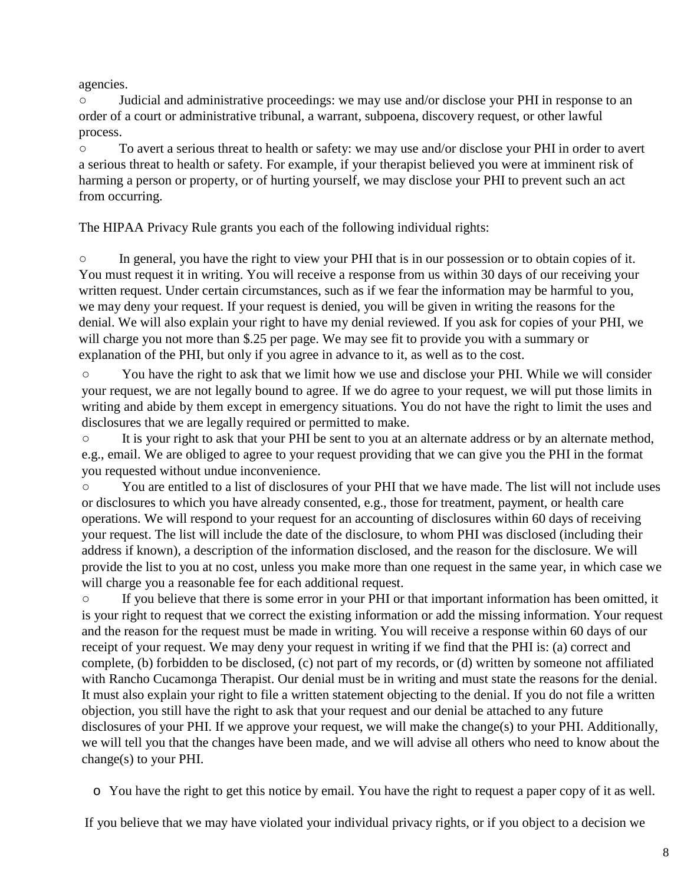agencies.

- Judicial and administrative proceedings: we may use and/or disclose your PHI in response to an order of a court or administrative tribunal, a warrant, subpoena, discovery request, or other lawful process.
- To avert a serious threat to health or safety: we may use and/or disclose your PHI in order to avert a serious threat to health or safety. For example, if your therapist believed you were at imminent risk of harming a person or property, or of hurting yourself, we may disclose your PHI to prevent such an act from occurring.

The HIPAA Privacy Rule grants you each of the following individual rights:

- In general, you have the right to view your PHI that is in our possession or to obtain copies of it. You must request it in writing. You will receive a response from us within 30 days of our receiving your written request. Under certain circumstances, such as if we fear the information may be harmful to you, we may deny your request. If your request is denied, you will be given in writing the reasons for the denial. We will also explain your right to have my denial reviewed. If you ask for copies of your PHI, we will charge you not more than $.25 per page. We may see fit to provide you with a summary or explanation of the PHI, but only if you agree in advance to it, as well as to the cost.
- You have the right to ask that we limit how we use and disclose your PHI. While we will consider your request, we are not legally bound to agree. If we do agree to your request, we will put those limits in writing and abide by them except in emergency situations. You do not have the right to limit the uses and disclosures that we are legally required or permitted to make.
- It is your right to ask that your PHI be sent to you at an alternate address or by an alternate method, e.g., email. We are obliged to agree to your request providing that we can give you the PHI in the format you requested without undue inconvenience.
- You are entitled to a list of disclosures of your PHI that we have made. The list will not include uses or disclosures to which you have already consented, e.g., those for treatment, payment, or health care operations. We will respond to your request for an accounting of disclosures within 60 days of receiving your request. The list will include the date of the disclosure, to whom PHI was disclosed (including their address if known), a description of the information disclosed, and the reason for the disclosure. We will provide the list to you at no cost, unless you make more than one request in the same year, in which case we will charge you a reasonable fee for each additional request.
- If you believe that there is some error in your PHI or that important information has been omitted, it is your right to request that we correct the existing information or add the missing information. Your request and the reason for the request must be made in writing. You will receive a response within 60 days of our receipt of your request. We may deny your request in writing if we find that the PHI is: (a) correct and complete, (b) forbidden to be disclosed, (c) not part of my records, or (d) written by someone not affiliated with Rancho Cucamonga Therapist. Our denial must be in writing and must state the reasons for the denial. It must also explain your right to file a written statement objecting to the denial. If you do not file a written objection, you still have the right to ask that your request and our denial be attached to any future disclosures of your PHI. If we approve your request, we will make the change(s) to your PHI. Additionally, we will tell you that the changes have been made, and we will advise all others who need to know about the change(s) to your PHI.

- You have the right to get this notice by email. You have the right to request a paper copy of it as well.

If you believe that we may have violated your individual privacy rights, or if you object to a decision we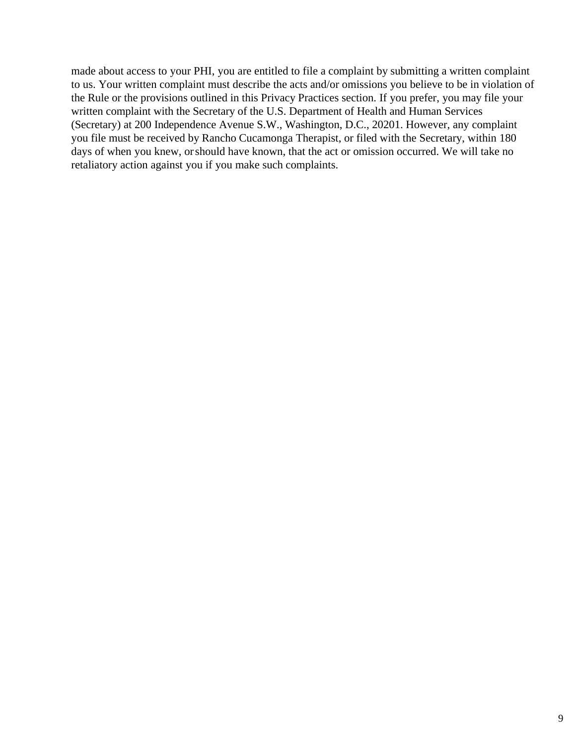made about access to your PHI, you are entitled to file a complaint by submitting a written complaint to us. Your written complaint must describe the acts and/or omissions you believe to be in violation of the Rule or the provisions outlined in this Privacy Practices section. If you prefer, you may file your written complaint with the Secretary of the U.S. Department of Health and Human Services (Secretary) at 200 Independence Avenue S.W., Washington, D.C., 20201. However, any complaint you file must be received by Rancho Cucamonga Therapist, or filed with the Secretary, within 180 days of when you knew, or should have known, that the act or omission occurred. We will take no retaliatory action against you if you make such complaints.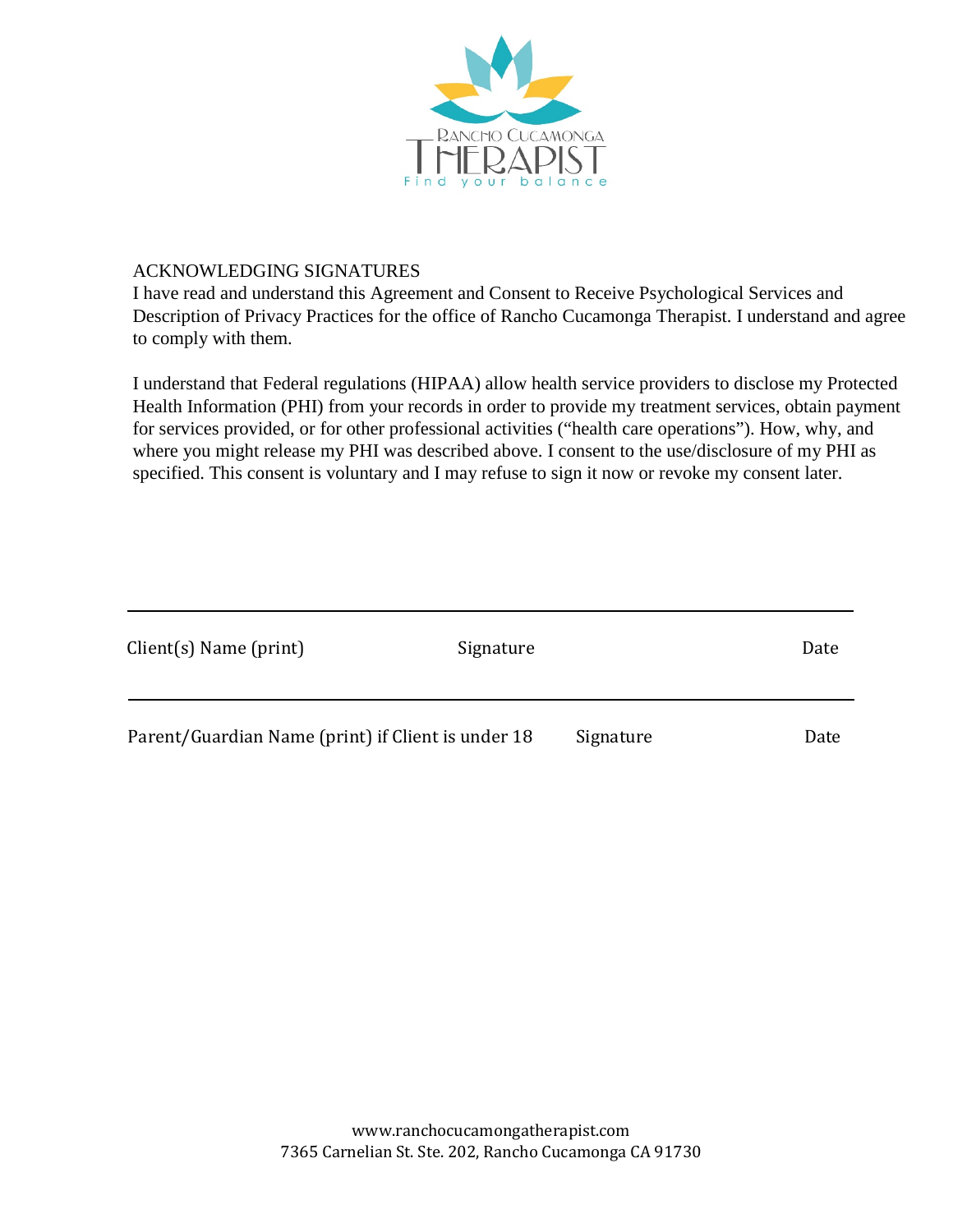RANCHO CUCAMONGA THERAPIST
Find your balance

ACKNOWLEDGING SIGNATURES

I have read and understand this Agreement and Consent to Receive Psychological Services and Description of Privacy Practices for the office of Rancho Cucamonga Therapist. I understand and agree to comply with them.

I understand that Federal regulations (HIPAA) allow health service providers to disclose my Protected Health Information (PHI) from your records in order to provide my treatment services, obtain payment for services provided, or for other professional activities ("health care operations"). How, why, and where you might release my PHI was described above. I consent to the use/disclosure of my PHI as specified. This consent is voluntary and I may refuse to sign it now or revoke my consent later.

_______________________________________________________________

Client(s) Name (print)     Signature     Date

_______________________________________________________________

Parent/Guardian Name (print) if Client is under 18     Signature     Date

www.ranchocucamongatherapist.com
7365 Carnelian St. Ste. 202, Rancho Cucamonga CA 91730